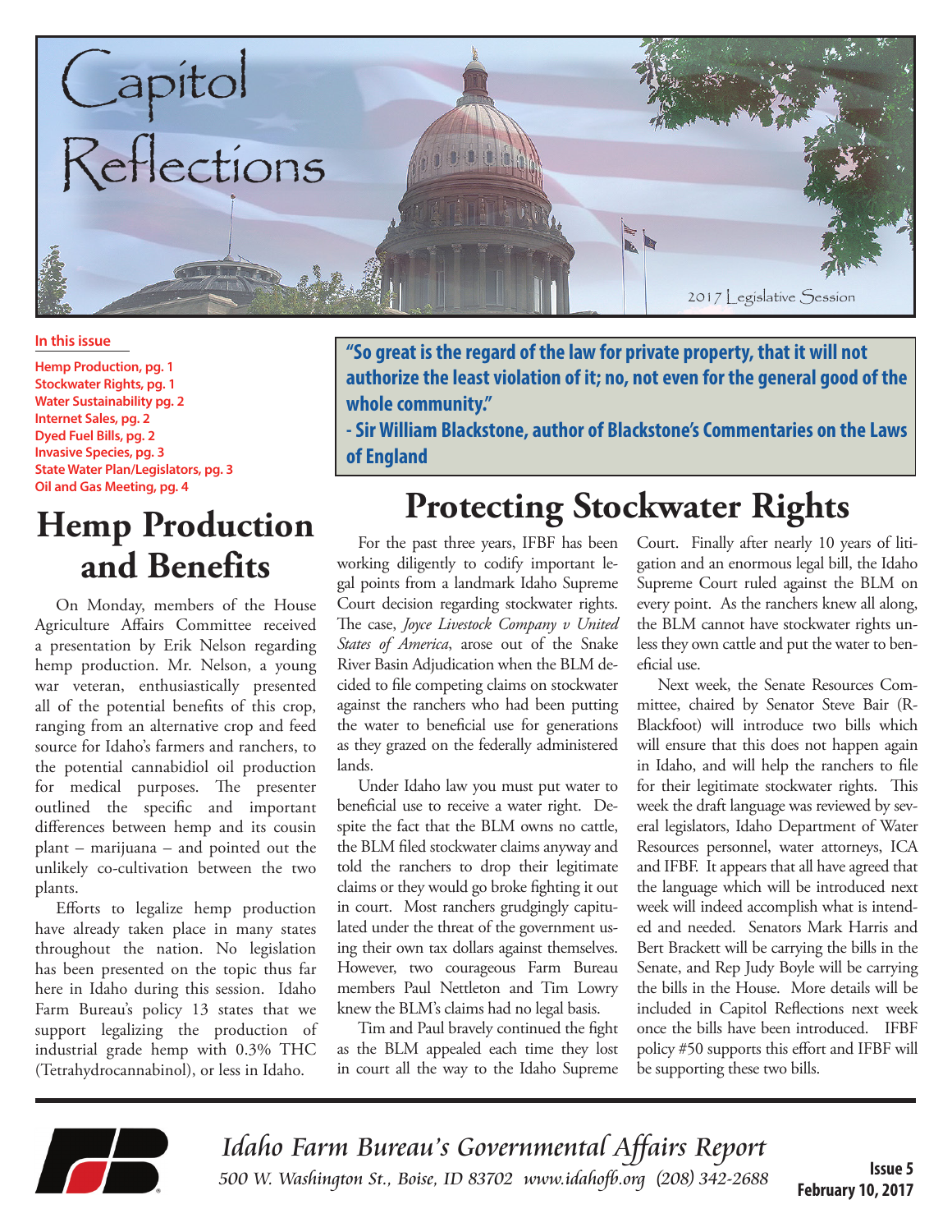# Capitol Reflections

2017 Legislative Session

**In this issue**

- Hemp Production, pg. 1
- Stockwater Rights, pg. 1
- Water Sustainability pg. 2
- Internet Sales, pg. 2
- Dyed Fuel Bills, pg. 2
- Invasive Species, pg. 3
- State Water Plan/Legislators, pg. 3
- Oil and Gas Meeting, pg. 4

**"So great is the regard of the law for private property, that it will not authorize the least violation of it; no, not even for the general good of the whole community."**

**- Sir William Blackstone, author of Blackstone's Commentaries on the Laws of England**

## Hemp Production and Benefits

On Monday, members of the House Agriculture Affairs Committee received a presentation by Erik Nelson regarding hemp production. Mr. Nelson, a young war veteran, enthusiastically presented all of the potential benefits of this crop, ranging from an alternative crop and feed source for Idaho's farmers and ranchers, to the potential cannabidiol oil production for medical purposes. The presenter outlined the specific and important differences between hemp and its cousin plant – marijuana – and pointed out the unlikely co-cultivation between the two plants.

Efforts to legalize hemp production have already taken place in many states throughout the nation. No legislation has been presented on the topic thus far here in Idaho during this session. Idaho Farm Bureau's policy 13 states that we support legalizing the production of industrial grade hemp with 0.3% THC (Tetrahydrocannabinol), or less in Idaho.

## Protecting Stockwater Rights

For the past three years, IFBF has been working diligently to codify important legal points from a landmark Idaho Supreme Court decision regarding stockwater rights. The case, *Joyce Livestock Company v United States of America*, arose out of the Snake River Basin Adjudication when the BLM decided to file competing claims on stockwater against the ranchers who had been putting the water to beneficial use for generations as they grazed on the federally administered lands.

Under Idaho law you must put water to beneficial use to receive a water right. Despite the fact that the BLM owns no cattle, the BLM filed stockwater claims anyway and told the ranchers to drop their legitimate claims or they would go broke fighting it out in court. Most ranchers grudgingly capitulated under the threat of the government using their own tax dollars against themselves. However, two courageous Farm Bureau members Paul Nettleton and Tim Lowry knew the BLM's claims had no legal basis.

Tim and Paul bravely continued the fight as the BLM appealed each time they lost in court all the way to the Idaho Supreme Court. Finally after nearly 10 years of litigation and an enormous legal bill, the Idaho Supreme Court ruled against the BLM on every point. As the ranchers knew all along, the BLM cannot have stockwater rights unless they own cattle and put the water to beneficial use.

Next week, the Senate Resources Committee, chaired by Senator Steve Bair (R-Blackfoot) will introduce two bills which will ensure that this does not happen again in Idaho, and will help the ranchers to file for their legitimate stockwater rights. This week the draft language was reviewed by several legislators, Idaho Department of Water Resources personnel, water attorneys, ICA and IFBF. It appears that all have agreed that the language which will be introduced next week will indeed accomplish what is intended and needed. Senators Mark Harris and Bert Brackett will be carrying the bills in the Senate, and Rep Judy Boyle will be carrying the bills in the House. More details will be included in Capitol Reflections next week once the bills have been introduced. IFBF policy #50 supports this effort and IFBF will be supporting these two bills.

*Idaho Farm Bureau's Governmental Affairs Report*
*500 W. Washington St., Boise, ID 83702 www.idahofb.org (208) 342-2688*

**Issue 5**
**February 10, 2017**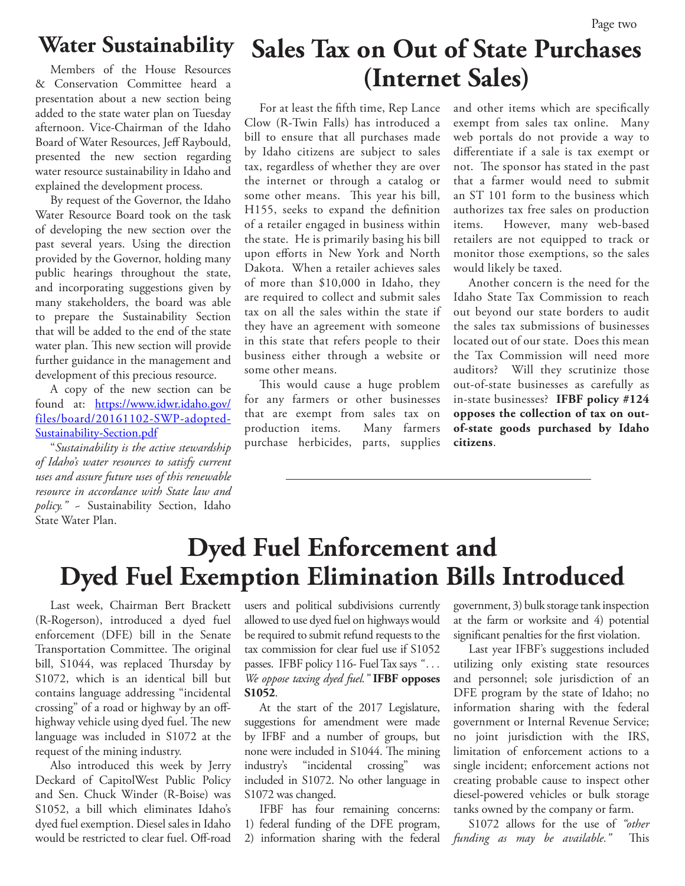## Water Sustainability

Members of the House Resources & Conservation Committee heard a presentation about a new section being added to the state water plan on Tuesday afternoon. Vice-Chairman of the Idaho Board of Water Resources, Jeff Raybould, presented the new section regarding water resource sustainability in Idaho and explained the development process.

By request of the Governor, the Idaho Water Resource Board took on the task of developing the new section over the past several years. Using the direction provided by the Governor, holding many public hearings throughout the state, and incorporating suggestions given by many stakeholders, the board was able to prepare the Sustainability Section that will be added to the end of the state water plan. This new section will provide further guidance in the management and development of this precious resource.

A copy of the new section can be found at: [https://www.idwr.idaho.gov/files/board/20161102-SWP-adopted-Sustainability-Section.pdf](https://www.idwr.idaho.gov/files/board/20161102-SWP-adopted-Sustainability-Section.pdf)

"*Sustainability is the active stewardship of Idaho's water resources to satisfy current uses and assure future uses of this renewable resource in accordance with State law and policy.*" ~ Sustainability Section, Idaho State Water Plan.

# Sales Tax on Out of State Purchases (Internet Sales)

For at least the fifth time, Rep Lance Clow (R-Twin Falls) has introduced a bill to ensure that all purchases made by Idaho citizens are subject to sales tax, regardless of whether they are over the internet or through a catalog or some other means. This year his bill, H155, seeks to expand the definition of a retailer engaged in business within the state. He is primarily basing his bill upon efforts in New York and North Dakota. When a retailer achieves sales of more than $10,000 in Idaho, they are required to collect and submit sales tax on all the sales within the state if they have an agreement with someone in this state that refers people to their business either through a website or some other means.

This would cause a huge problem for any farmers or other businesses that are exempt from sales tax on production items. Many farmers purchase herbicides, parts, supplies and other items which are specifically exempt from sales tax online. Many web portals do not provide a way to differentiate if a sale is tax exempt or not. The sponsor has stated in the past that a farmer would need to submit an ST 101 form to the business which authorizes tax free sales on production items. However, many web-based retailers are not equipped to track or monitor those exemptions, so the sales would likely be taxed.

Another concern is the need for the Idaho State Tax Commission to reach out beyond our state borders to audit the sales tax submissions of businesses located out of our state. Does this mean the Tax Commission will need more auditors? Will they scrutinize those out-of-state businesses as carefully as in-state businesses? **IFBF policy #124 opposes the collection of tax on out-of-state goods purchased by Idaho citizens**.

---

# Dyed Fuel Enforcement and Dyed Fuel Exemption Elimination Bills Introduced

Last week, Chairman Bert Brackett (R-Rogerson), introduced a dyed fuel enforcement (DFE) bill in the Senate Transportation Committee. The original bill, S1044, was replaced Thursday by S1072, which is an identical bill but contains language addressing "incidental crossing" of a road or highway by an off-highway vehicle using dyed fuel. The new language was included in S1072 at the request of the mining industry.

Also introduced this week by Jerry Deckard of CapitolWest Public Policy and Sen. Chuck Winder (R-Boise) was S1052, a bill which eliminates Idaho's dyed fuel exemption. Diesel sales in Idaho would be restricted to clear fuel. Off-road users and political subdivisions currently allowed to use dyed fuel on highways would be required to submit refund requests to the tax commission for clear fuel use if S1052 passes. IFBF policy 116- Fuel Tax says *". . . We oppose taxing dyed fuel."* **IFBF opposes S1052**.

At the start of the 2017 Legislature, suggestions for amendment were made by IFBF and a number of groups, but none were included in S1044. The mining industry's "incidental crossing" was included in S1072. No other language in S1072 was changed.

IFBF has four remaining concerns: 1) federal funding of the DFE program, 2) information sharing with the federal government, 3) bulk storage tank inspection at the farm or worksite and 4) potential significant penalties for the first violation.

Last year IFBF's suggestions included utilizing only existing state resources and personnel; sole jurisdiction of an DFE program by the state of Idaho; no information sharing with the federal government or Internal Revenue Service; no joint jurisdiction with the IRS, limitation of enforcement actions to a single incident; enforcement actions not creating probable cause to inspect other diesel-powered vehicles or bulk storage tanks owned by the company or farm.

S1072 allows for the use of *"other funding as may be available."* This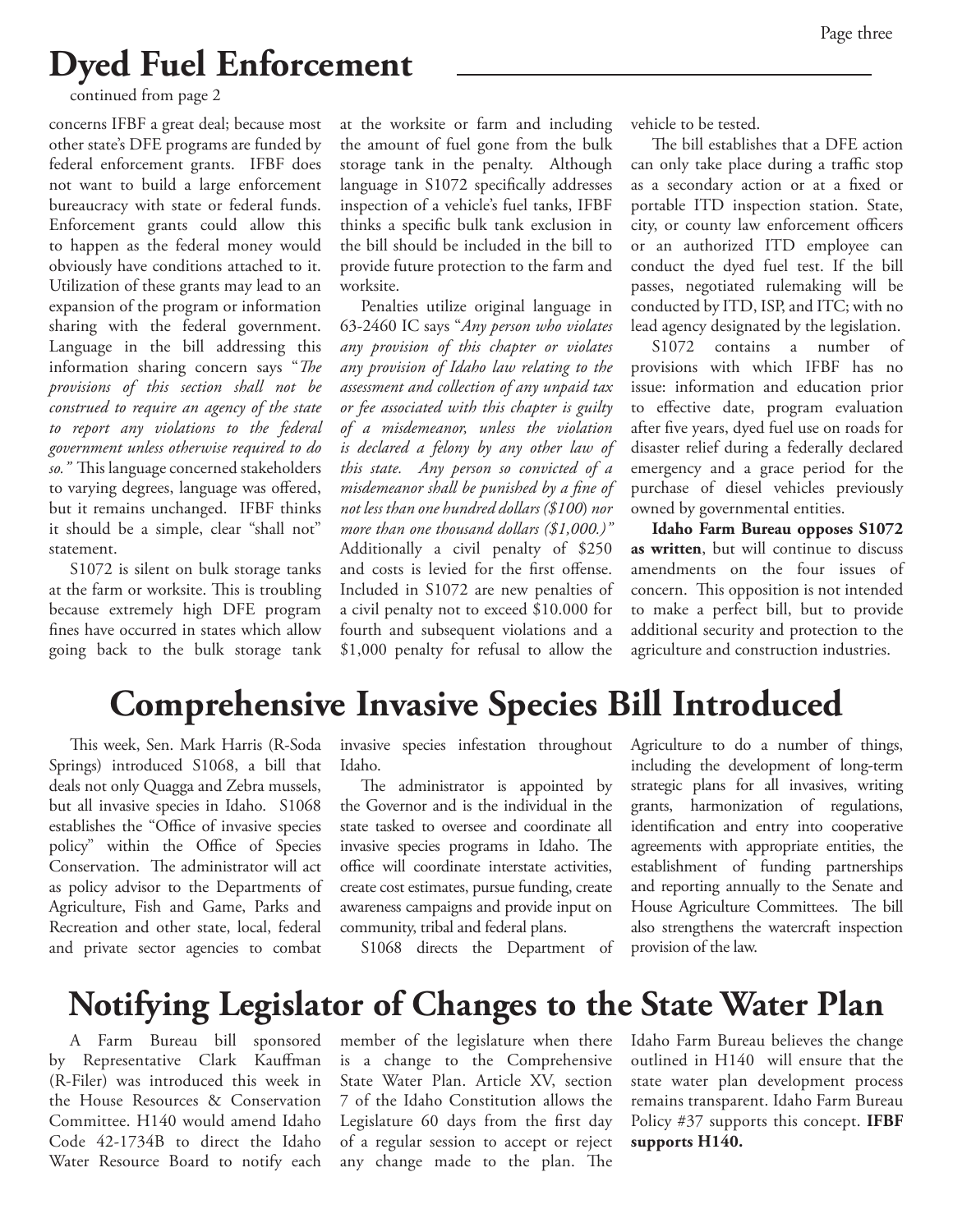# Dyed Fuel Enforcement

continued from page 2

concerns IFBF a great deal; because most other state's DFE programs are funded by federal enforcement grants. IFBF does not want to build a large enforcement bureaucracy with state or federal funds. Enforcement grants could allow this to happen as the federal money would obviously have conditions attached to it. Utilization of these grants may lead to an expansion of the program or information sharing with the federal government. Language in the bill addressing this information sharing concern says "*The provisions of this section shall not be construed to require an agency of the state to report any violations to the federal government unless otherwise required to do so.*" This language concerned stakeholders to varying degrees, language was offered, but it remains unchanged. IFBF thinks it should be a simple, clear "shall not" statement.

S1072 is silent on bulk storage tanks at the farm or worksite. This is troubling because extremely high DFE program fines have occurred in states which allow going back to the bulk storage tank at the worksite or farm and including the amount of fuel gone from the bulk storage tank in the penalty. Although language in S1072 specifically addresses inspection of a vehicle's fuel tanks, IFBF thinks a specific bulk tank exclusion in the bill should be included in the bill to provide future protection to the farm and worksite.

Penalties utilize original language in 63-2460 IC says "*Any person who violates any provision of this chapter or violates any provision of Idaho law relating to the assessment and collection of any unpaid tax or fee associated with this chapter is guilty of a misdemeanor, unless the violation is declared a felony by any other law of this state. Any person so convicted of a misdemeanor shall be punished by a fine of not less than one hundred dollars ($100) nor more than one thousand dollars ($1,000.)*" Additionally a civil penalty of $250 and costs is levied for the first offense. Included in S1072 are new penalties of a civil penalty not to exceed $10.000 for fourth and subsequent violations and a $1,000 penalty for refusal to allow the vehicle to be tested.

The bill establishes that a DFE action can only take place during a traffic stop as a secondary action or at a fixed or portable ITD inspection station. State, city, or county law enforcement officers or an authorized ITD employee can conduct the dyed fuel test. If the bill passes, negotiated rulemaking will be conducted by ITD, ISP, and ITC; with no lead agency designated by the legislation.

S1072 contains a number of provisions with which IFBF has no issue: information and education prior to effective date, program evaluation after five years, dyed fuel use on roads for disaster relief during a federally declared emergency and a grace period for the purchase of diesel vehicles previously owned by governmental entities.

**Idaho Farm Bureau opposes S1072 as written**, but will continue to discuss amendments on the four issues of concern. This opposition is not intended to make a perfect bill, but to provide additional security and protection to the agriculture and construction industries.

# Comprehensive Invasive Species Bill Introduced

This week, Sen. Mark Harris (R-Soda Springs) introduced S1068, a bill that deals not only Quagga and Zebra mussels, but all invasive species in Idaho. S1068 establishes the "Office of invasive species policy" within the Office of Species Conservation. The administrator will act as policy advisor to the Departments of Agriculture, Fish and Game, Parks and Recreation and other state, local, federal and private sector agencies to combat invasive species infestation throughout Idaho.

The administrator is appointed by the Governor and is the individual in the state tasked to oversee and coordinate all invasive species programs in Idaho. The office will coordinate interstate activities, create cost estimates, pursue funding, create awareness campaigns and provide input on community, tribal and federal plans.

S1068 directs the Department of Agriculture to do a number of things, including the development of long-term strategic plans for all invasives, writing grants, harmonization of regulations, identification and entry into cooperative agreements with appropriate entities, the establishment of funding partnerships and reporting annually to the Senate and House Agriculture Committees. The bill also strengthens the watercraft inspection provision of the law.

# Notifying Legislator of Changes to the State Water Plan

A Farm Bureau bill sponsored by Representative Clark Kauffman (R-Filer) was introduced this week in the House Resources & Conservation Committee. H140 would amend Idaho Code 42-1734B to direct the Idaho Water Resource Board to notify each member of the legislature when there is a change to the Comprehensive State Water Plan. Article XV, section 7 of the Idaho Constitution allows the Legislature 60 days from the first day of a regular session to accept or reject any change made to the plan. The Idaho Farm Bureau believes the change outlined in H140 will ensure that the state water plan development process remains transparent. Idaho Farm Bureau Policy #37 supports this concept. **IFBF supports H140.**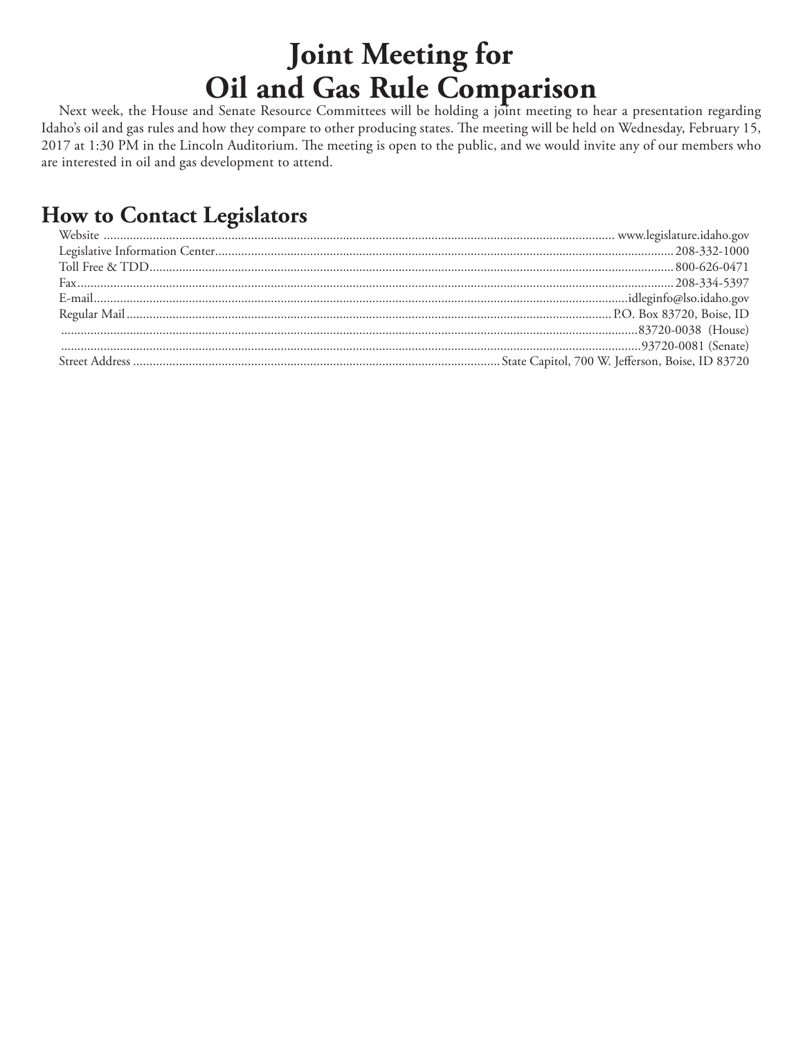# Joint Meeting for Oil and Gas Rule Comparison

Next week, the House and Senate Resource Committees will be holding a joint meeting to hear a presentation regarding Idaho's oil and gas rules and how they compare to other producing states. The meeting will be held on Wednesday, February 15, 2017 at 1:30 PM in the Lincoln Auditorium. The meeting is open to the public, and we would invite any of our members who are interested in oil and gas development to attend.

## How to Contact Legislators

| | |
|---|---|
| Website | www.legislature.idaho.gov |
| Legislative Information Center | 208-332-1000 |
| Toll Free & TDD | 800-626-0471 |
| Fax | 208-334-5397 |
| E-mail | idleginfo@lso.idaho.gov |
| Regular Mail | P.O. Box 83720, Boise, ID |
| | 83720-0038 (House) |
| | 93720-0081 (Senate) |
| Street Address | State Capitol, 700 W. Jefferson, Boise, ID 83720 |